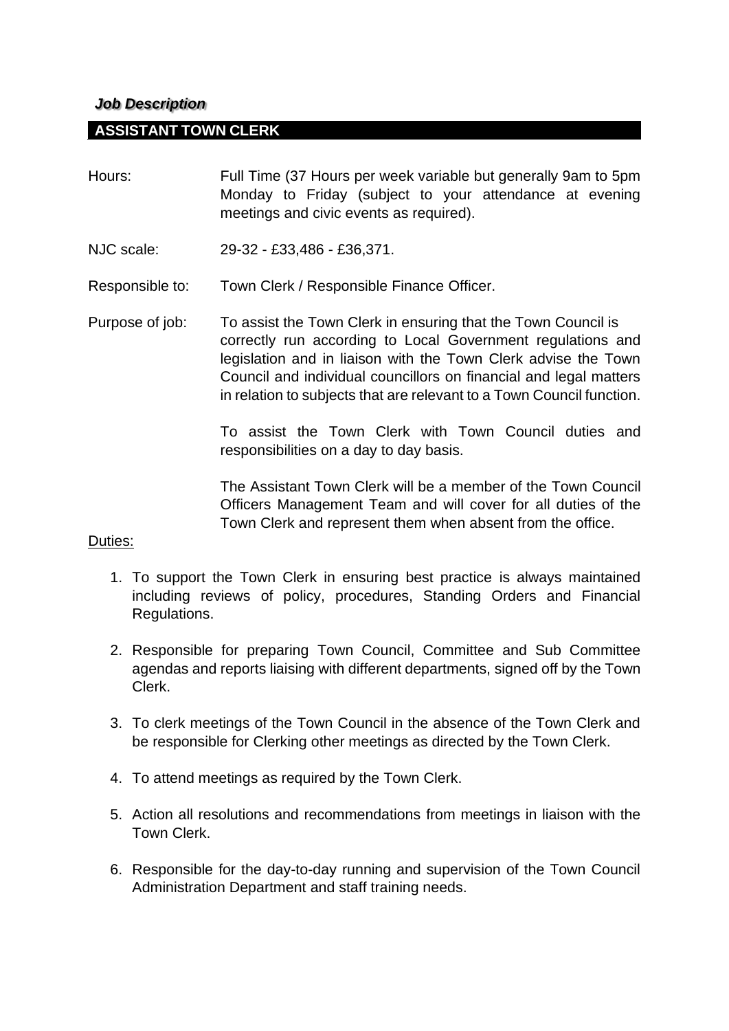*Job Description*

## ASSISTANT TOWN CLERK

Hours: Full Time (37 Hours per week variable but generally 9am to 5pm Monday to Friday (subject to your attendance at evening meetings and civic events as required).

NJC scale: 29-32 - £33,486 - £36,371.

Responsible to: Town Clerk / Responsible Finance Officer.

Purpose of job: To assist the Town Clerk in ensuring that the Town Council is correctly run according to Local Government regulations and legislation and in liaison with the Town Clerk advise the Town Council and individual councillors on financial and legal matters in relation to subjects that are relevant to a Town Council function.

To assist the Town Clerk with Town Council duties and responsibilities on a day to day basis.

The Assistant Town Clerk will be a member of the Town Council Officers Management Team and will cover for all duties of the Town Clerk and represent them when absent from the office.

Duties:

1. To support the Town Clerk in ensuring best practice is always maintained including reviews of policy, procedures, Standing Orders and Financial Regulations.

2. Responsible for preparing Town Council, Committee and Sub Committee agendas and reports liaising with different departments, signed off by the Town Clerk.

3. To clerk meetings of the Town Council in the absence of the Town Clerk and be responsible for Clerking other meetings as directed by the Town Clerk.

4. To attend meetings as required by the Town Clerk.

5. Action all resolutions and recommendations from meetings in liaison with the Town Clerk.

6. Responsible for the day-to-day running and supervision of the Town Council Administration Department and staff training needs.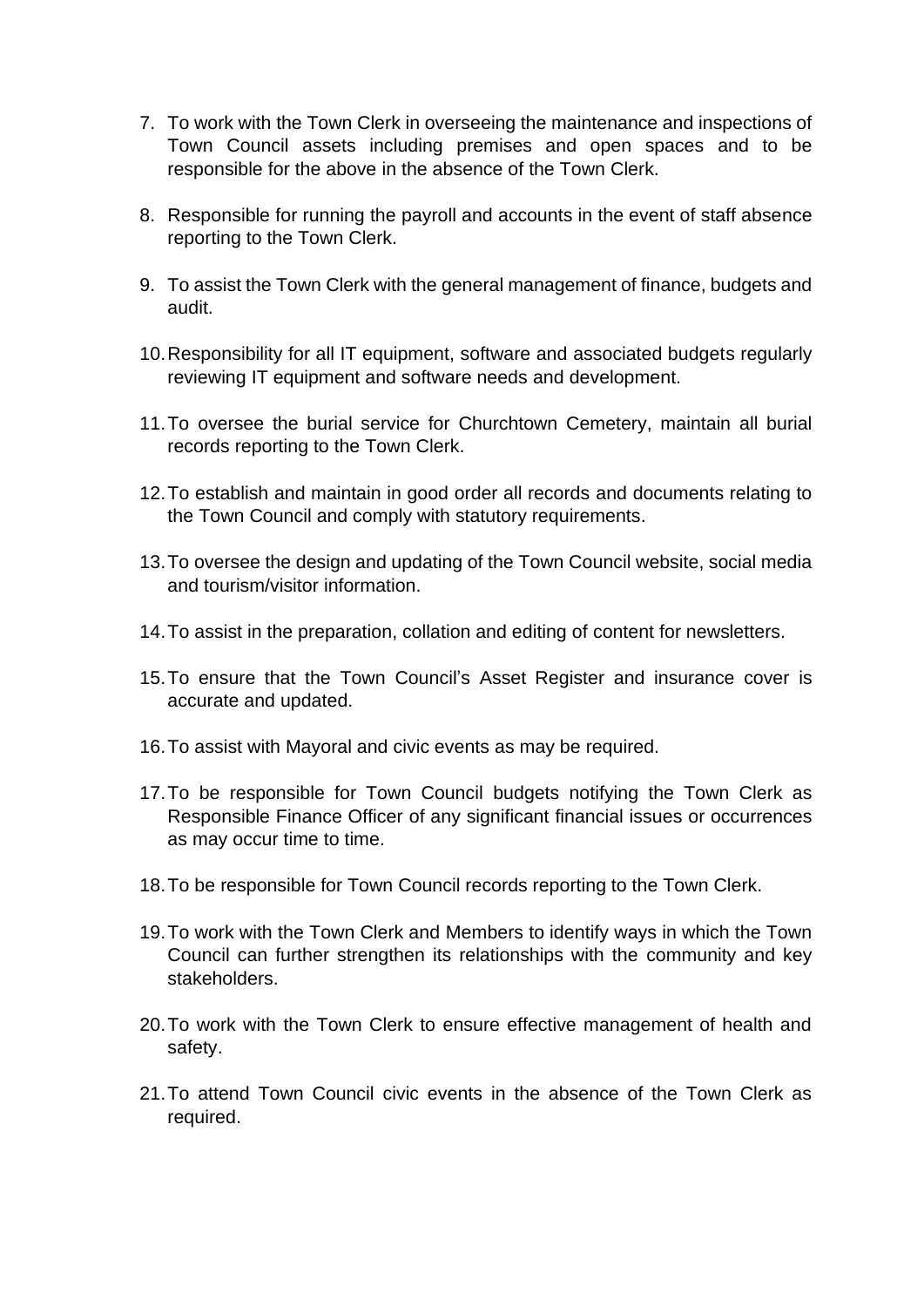7. To work with the Town Clerk in overseeing the maintenance and inspections of Town Council assets including premises and open spaces and to be responsible for the above in the absence of the Town Clerk.

8. Responsible for running the payroll and accounts in the event of staff absence reporting to the Town Clerk.

9. To assist the Town Clerk with the general management of finance, budgets and audit.

10. Responsibility for all IT equipment, software and associated budgets regularly reviewing IT equipment and software needs and development.

11. To oversee the burial service for Churchtown Cemetery, maintain all burial records reporting to the Town Clerk.

12. To establish and maintain in good order all records and documents relating to the Town Council and comply with statutory requirements.

13. To oversee the design and updating of the Town Council website, social media and tourism/visitor information.

14. To assist in the preparation, collation and editing of content for newsletters.

15. To ensure that the Town Council's Asset Register and insurance cover is accurate and updated.

16. To assist with Mayoral and civic events as may be required.

17. To be responsible for Town Council budgets notifying the Town Clerk as Responsible Finance Officer of any significant financial issues or occurrences as may occur time to time.

18. To be responsible for Town Council records reporting to the Town Clerk.

19. To work with the Town Clerk and Members to identify ways in which the Town Council can further strengthen its relationships with the community and key stakeholders.

20. To work with the Town Clerk to ensure effective management of health and safety.

21. To attend Town Council civic events in the absence of the Town Clerk as required.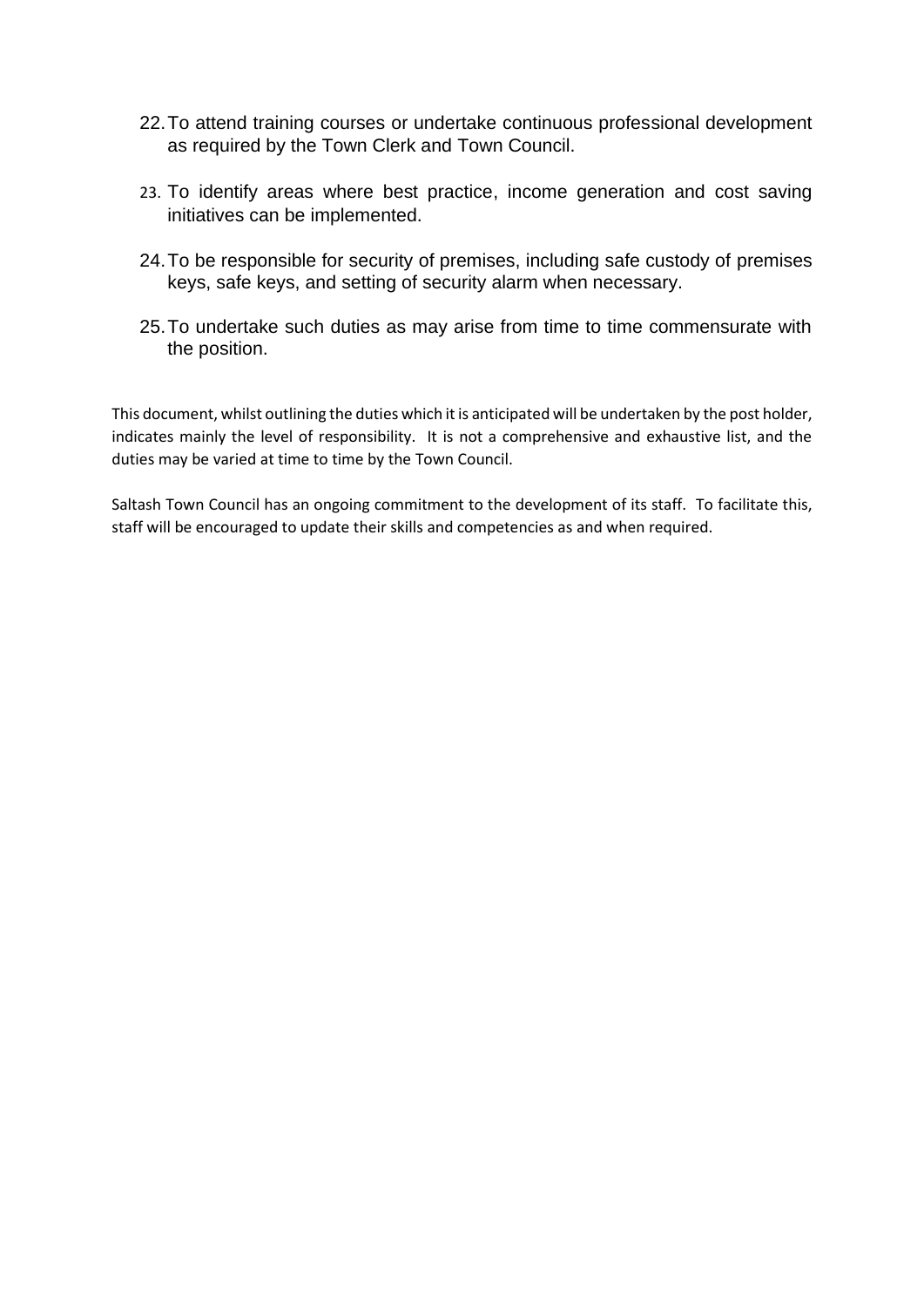22. To attend training courses or undertake continuous professional development as required by the Town Clerk and Town Council.

23. To identify areas where best practice, income generation and cost saving initiatives can be implemented.

24. To be responsible for security of premises, including safe custody of premises keys, safe keys, and setting of security alarm when necessary.

25. To undertake such duties as may arise from time to time commensurate with the position.

This document, whilst outlining the duties which it is anticipated will be undertaken by the post holder, indicates mainly the level of responsibility. It is not a comprehensive and exhaustive list, and the duties may be varied at time to time by the Town Council.

Saltash Town Council has an ongoing commitment to the development of its staff. To facilitate this, staff will be encouraged to update their skills and competencies as and when required.